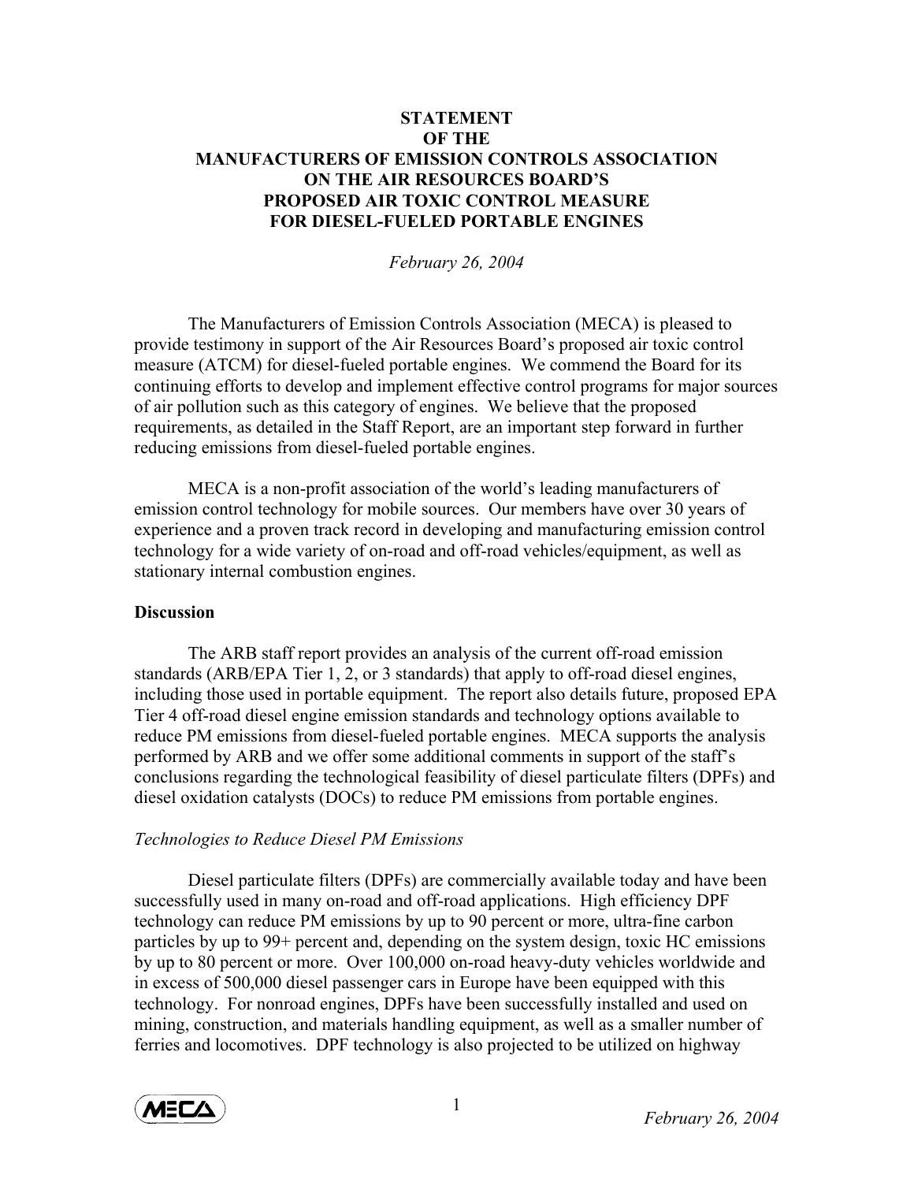# STATEMENT
# OF THE
# MANUFACTURERS OF EMISSION CONTROLS ASSOCIATION
# ON THE AIR RESOURCES BOARD'S
# PROPOSED AIR TOXIC CONTROL MEASURE
# FOR DIESEL-FUELED PORTABLE ENGINES

*February 26, 2004*

The Manufacturers of Emission Controls Association (MECA) is pleased to provide testimony in support of the Air Resources Board's proposed air toxic control measure (ATCM) for diesel-fueled portable engines. We commend the Board for its continuing efforts to develop and implement effective control programs for major sources of air pollution such as this category of engines. We believe that the proposed requirements, as detailed in the Staff Report, are an important step forward in further reducing emissions from diesel-fueled portable engines.

MECA is a non-profit association of the world's leading manufacturers of emission control technology for mobile sources. Our members have over 30 years of experience and a proven track record in developing and manufacturing emission control technology for a wide variety of on-road and off-road vehicles/equipment, as well as stationary internal combustion engines.

## Discussion

The ARB staff report provides an analysis of the current off-road emission standards (ARB/EPA Tier 1, 2, or 3 standards) that apply to off-road diesel engines, including those used in portable equipment. The report also details future, proposed EPA Tier 4 off-road diesel engine emission standards and technology options available to reduce PM emissions from diesel-fueled portable engines. MECA supports the analysis performed by ARB and we offer some additional comments in support of the staff's conclusions regarding the technological feasibility of diesel particulate filters (DPFs) and diesel oxidation catalysts (DOCs) to reduce PM emissions from portable engines.

### *Technologies to Reduce Diesel PM Emissions*

Diesel particulate filters (DPFs) are commercially available today and have been successfully used in many on-road and off-road applications. High efficiency DPF technology can reduce PM emissions by up to 90 percent or more, ultra-fine carbon particles by up to 99+ percent and, depending on the system design, toxic HC emissions by up to 80 percent or more. Over 100,000 on-road heavy-duty vehicles worldwide and in excess of 500,000 diesel passenger cars in Europe have been equipped with this technology. For nonroad engines, DPFs have been successfully installed and used on mining, construction, and materials handling equipment, as well as a smaller number of ferries and locomotives. DPF technology is also projected to be utilized on highway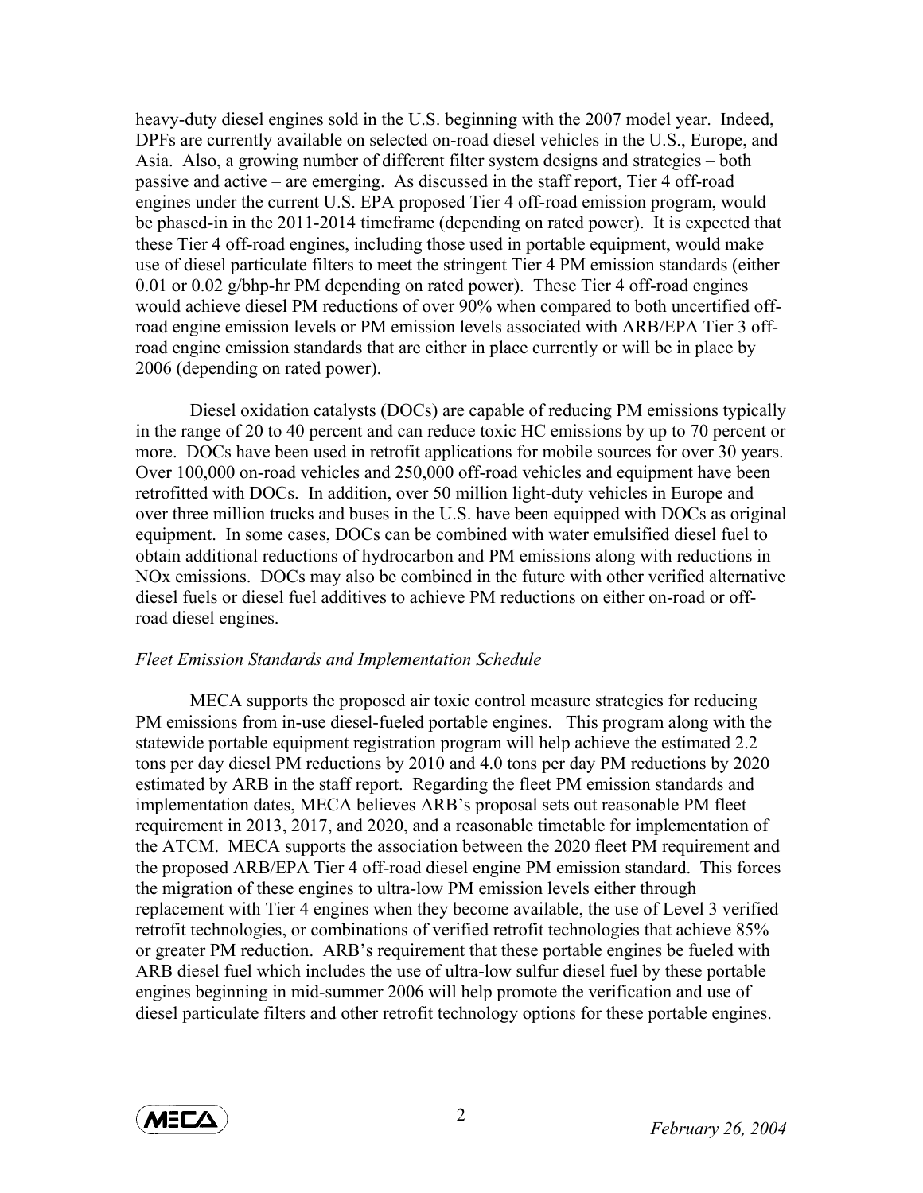heavy-duty diesel engines sold in the U.S. beginning with the 2007 model year. Indeed, DPFs are currently available on selected on-road diesel vehicles in the U.S., Europe, and Asia. Also, a growing number of different filter system designs and strategies – both passive and active – are emerging. As discussed in the staff report, Tier 4 off-road engines under the current U.S. EPA proposed Tier 4 off-road emission program, would be phased-in in the 2011-2014 timeframe (depending on rated power). It is expected that these Tier 4 off-road engines, including those used in portable equipment, would make use of diesel particulate filters to meet the stringent Tier 4 PM emission standards (either 0.01 or 0.02 g/bhp-hr PM depending on rated power). These Tier 4 off-road engines would achieve diesel PM reductions of over 90% when compared to both uncertified off-road engine emission levels or PM emission levels associated with ARB/EPA Tier 3 off-road engine emission standards that are either in place currently or will be in place by 2006 (depending on rated power).

Diesel oxidation catalysts (DOCs) are capable of reducing PM emissions typically in the range of 20 to 40 percent and can reduce toxic HC emissions by up to 70 percent or more. DOCs have been used in retrofit applications for mobile sources for over 30 years. Over 100,000 on-road vehicles and 250,000 off-road vehicles and equipment have been retrofitted with DOCs. In addition, over 50 million light-duty vehicles in Europe and over three million trucks and buses in the U.S. have been equipped with DOCs as original equipment. In some cases, DOCs can be combined with water emulsified diesel fuel to obtain additional reductions of hydrocarbon and PM emissions along with reductions in NOx emissions. DOCs may also be combined in the future with other verified alternative diesel fuels or diesel fuel additives to achieve PM reductions on either on-road or off-road diesel engines.

*Fleet Emission Standards and Implementation Schedule*

MECA supports the proposed air toxic control measure strategies for reducing PM emissions from in-use diesel-fueled portable engines. This program along with the statewide portable equipment registration program will help achieve the estimated 2.2 tons per day diesel PM reductions by 2010 and 4.0 tons per day PM reductions by 2020 estimated by ARB in the staff report. Regarding the fleet PM emission standards and implementation dates, MECA believes ARB's proposal sets out reasonable PM fleet requirement in 2013, 2017, and 2020, and a reasonable timetable for implementation of the ATCM. MECA supports the association between the 2020 fleet PM requirement and the proposed ARB/EPA Tier 4 off-road diesel engine PM emission standard. This forces the migration of these engines to ultra-low PM emission levels either through replacement with Tier 4 engines when they become available, the use of Level 3 verified retrofit technologies, or combinations of verified retrofit technologies that achieve 85% or greater PM reduction. ARB's requirement that these portable engines be fueled with ARB diesel fuel which includes the use of ultra-low sulfur diesel fuel by these portable engines beginning in mid-summer 2006 will help promote the verification and use of diesel particulate filters and other retrofit technology options for these portable engines.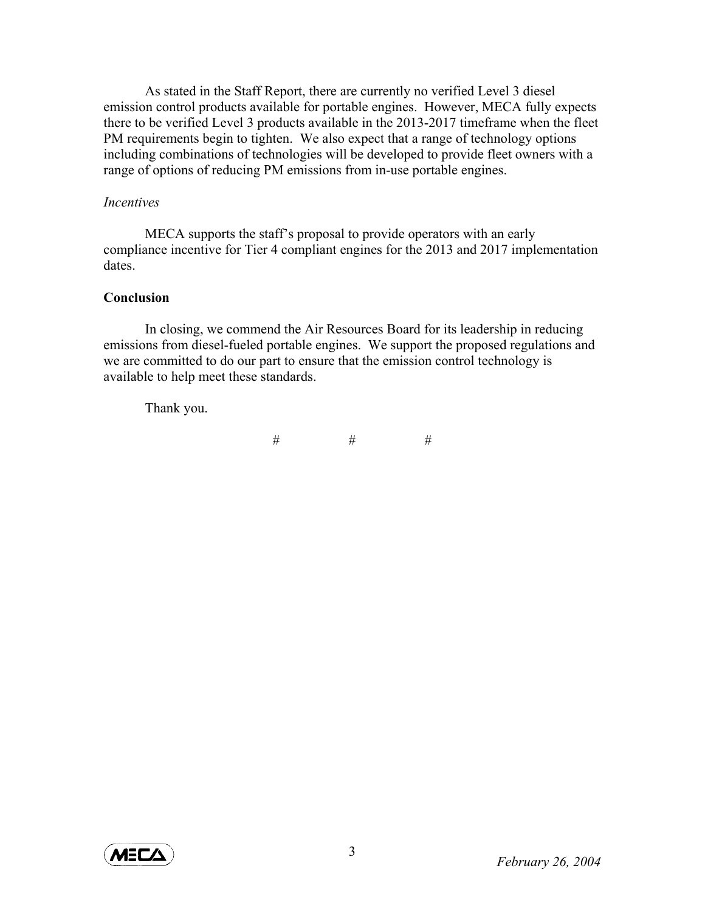As stated in the Staff Report, there are currently no verified Level 3 diesel emission control products available for portable engines. However, MECA fully expects there to be verified Level 3 products available in the 2013-2017 timeframe when the fleet PM requirements begin to tighten. We also expect that a range of technology options including combinations of technologies will be developed to provide fleet owners with a range of options of reducing PM emissions from in-use portable engines.

*Incentives*

MECA supports the staff's proposal to provide operators with an early compliance incentive for Tier 4 compliant engines for the 2013 and 2017 implementation dates.

**Conclusion**

In closing, we commend the Air Resources Board for its leadership in reducing emissions from diesel-fueled portable engines. We support the proposed regulations and we are committed to do our part to ensure that the emission control technology is available to help meet these standards.

Thank you.

# # #